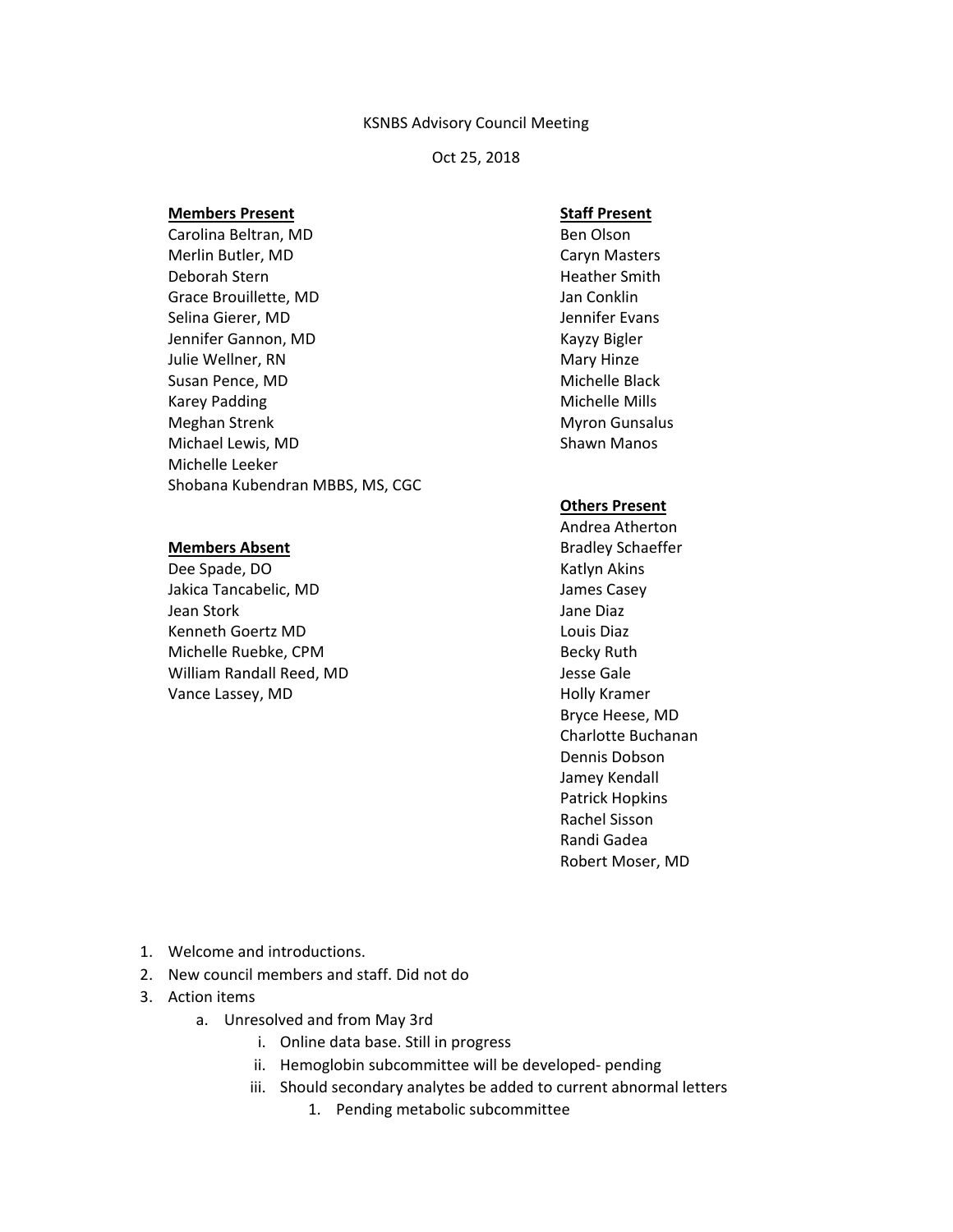KSNBS Advisory Council Meeting

Oct 25, 2018

**Members Present**

Carolina Beltran, MD
Merlin Butler, MD
Deborah Stern
Grace Brouillette, MD
Selina Gierer, MD
Jennifer Gannon, MD
Julie Wellner, RN
Susan Pence, MD
Karey Padding
Meghan Strenk
Michael Lewis, MD
Michelle Leeker
Shobana Kubendran MBBS, MS, CGC

**Members Absent**

Dee Spade, DO
Jakica Tancabelic, MD
Jean Stork
Kenneth Goertz MD
Michelle Ruebke, CPM
William Randall Reed, MD
Vance Lassey, MD

**Staff Present**

Ben Olson
Caryn Masters
Heather Smith
Jan Conklin
Jennifer Evans
Kayzy Bigler
Mary Hinze
Michelle Black
Michelle Mills
Myron Gunsalus
Shawn Manos

**Others Present**

Andrea Atherton
Bradley Schaeffer
Katlyn Akins
James Casey
Jane Diaz
Louis Diaz
Becky Ruth
Jesse Gale
Holly Kramer
Bryce Heese, MD
Charlotte Buchanan
Dennis Dobson
Jamey Kendall
Patrick Hopkins
Rachel Sisson
Randi Gadea
Robert Moser, MD

1. Welcome and introductions.
2. New council members and staff. Did not do
3. Action items
    a. Unresolved and from May 3rd
        i. Online data base. Still in progress
        ii. Hemoglobin subcommittee will be developed- pending
        iii. Should secondary analytes be added to current abnormal letters
            1. Pending metabolic subcommittee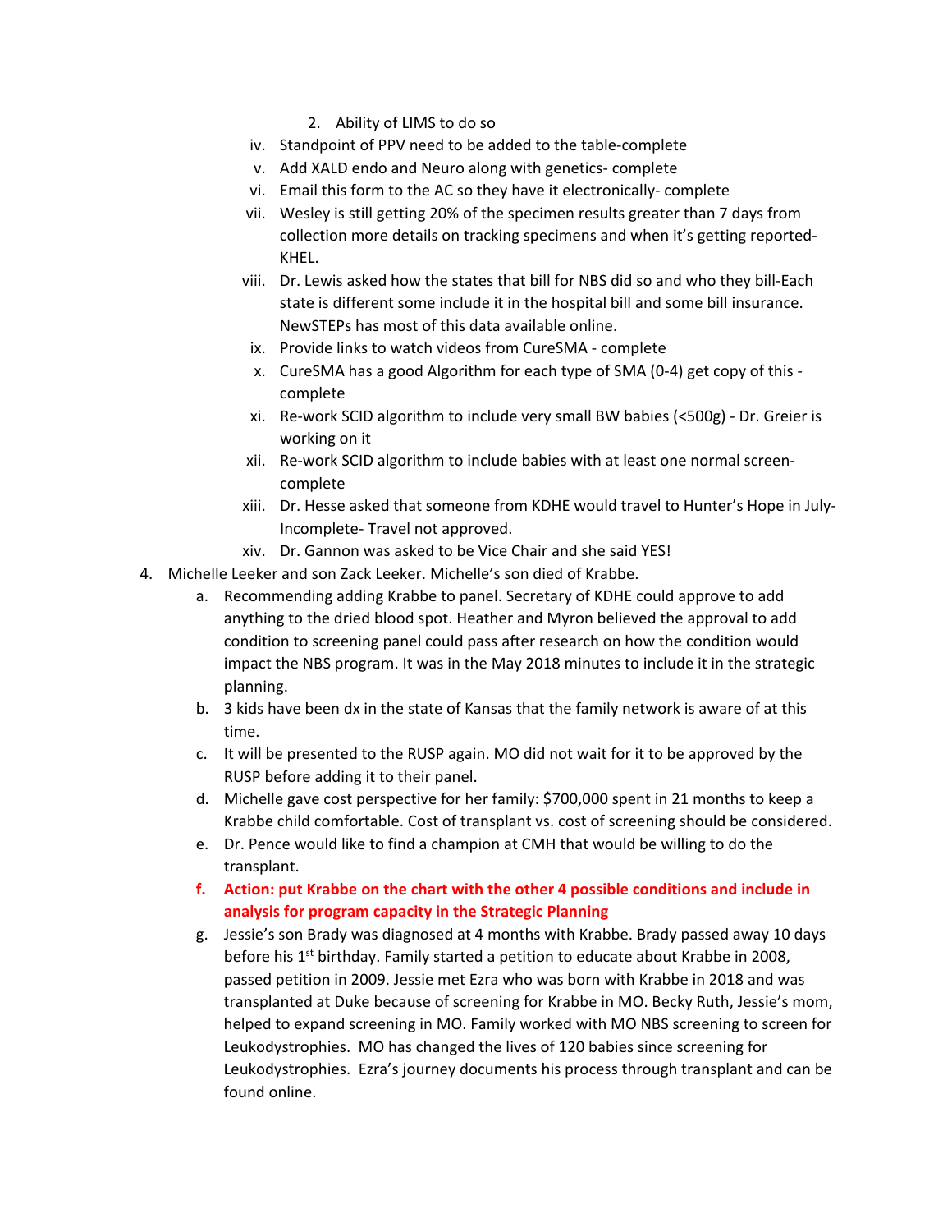2. Ability of LIMS to do so

    iv. Standpoint of PPV need to be added to the table-complete
    v. Add XALD endo and Neuro along with genetics- complete
    vi. Email this form to the AC so they have it electronically- complete
    vii. Wesley is still getting 20% of the specimen results greater than 7 days from collection more details on tracking specimens and when it's getting reported-KHEL.
    viii. Dr. Lewis asked how the states that bill for NBS did so and who they bill-Each state is different some include it in the hospital bill and some bill insurance. NewSTEPs has most of this data available online.
    ix. Provide links to watch videos from CureSMA - complete
    x. CureSMA has a good Algorithm for each type of SMA (0-4) get copy of this - complete
    xi. Re-work SCID algorithm to include very small BW babies (<500g) - Dr. Greier is working on it
    xii. Re-work SCID algorithm to include babies with at least one normal screen-complete
    xiii. Dr. Hesse asked that someone from KDHE would travel to Hunter's Hope in July- Incomplete- Travel not approved.
    xiv. Dr. Gannon was asked to be Vice Chair and she said YES!

4. Michelle Leeker and son Zack Leeker. Michelle's son died of Krabbe.
    a. Recommending adding Krabbe to panel. Secretary of KDHE could approve to add anything to the dried blood spot. Heather and Myron believed the approval to add condition to screening panel could pass after research on how the condition would impact the NBS program. It was in the May 2018 minutes to include it in the strategic planning.
    b. 3 kids have been dx in the state of Kansas that the family network is aware of at this time.
    c. It will be presented to the RUSP again. MO did not wait for it to be approved by the RUSP before adding it to their panel.
    d. Michelle gave cost perspective for her family: $700,000 spent in 21 months to keep a Krabbe child comfortable. Cost of transplant vs. cost of screening should be considered.
    e. Dr. Pence would like to find a champion at CMH that would be willing to do the transplant.
    f. **Action: put Krabbe on the chart with the other 4 possible conditions and include in analysis for program capacity in the Strategic Planning**
    g. Jessie's son Brady was diagnosed at 4 months with Krabbe. Brady passed away 10 days before his 1st birthday. Family started a petition to educate about Krabbe in 2008, passed petition in 2009. Jessie met Ezra who was born with Krabbe in 2018 and was transplanted at Duke because of screening for Krabbe in MO. Becky Ruth, Jessie's mom, helped to expand screening in MO. Family worked with MO NBS screening to screen for Leukodystrophies. MO has changed the lives of 120 babies since screening for Leukodystrophies. Ezra's journey documents his process through transplant and can be found online.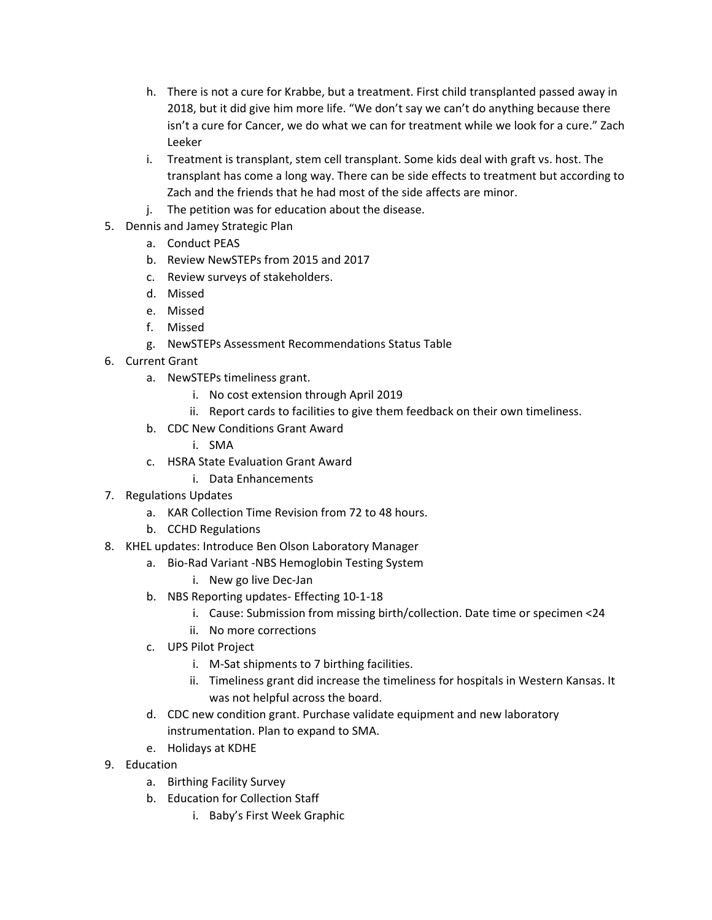h. There is not a cure for Krabbe, but a treatment. First child transplanted passed away in 2018, but it did give him more life. "We don't say we can't do anything because there isn't a cure for Cancer, we do what we can for treatment while we look for a cure." Zach Leeker
   i. Treatment is transplant, stem cell transplant. Some kids deal with graft vs. host. The transplant has come a long way. There can be side effects to treatment but according to Zach and the friends that he had most of the side affects are minor.
   j. The petition was for education about the disease.
5. Dennis and Jamey Strategic Plan
   a. Conduct PEAS
   b. Review NewSTEPs from 2015 and 2017
   c. Review surveys of stakeholders.
   d. Missed
   e. Missed
   f. Missed
   g. NewSTEPs Assessment Recommendations Status Table
6. Current Grant
   a. NewSTEPs timeliness grant.
      i. No cost extension through April 2019
      ii. Report cards to facilities to give them feedback on their own timeliness.
   b. CDC New Conditions Grant Award
      i. SMA
   c. HSRA State Evaluation Grant Award
      i. Data Enhancements
7. Regulations Updates
   a. KAR Collection Time Revision from 72 to 48 hours.
   b. CCHD Regulations
8. KHEL updates: Introduce Ben Olson Laboratory Manager
   a. Bio-Rad Variant -NBS Hemoglobin Testing System
      i. New go live Dec-Jan
   b. NBS Reporting updates- Effecting 10-1-18
      i. Cause: Submission from missing birth/collection. Date time or specimen <24
      ii. No more corrections
   c. UPS Pilot Project
      i. M-Sat shipments to 7 birthing facilities.
      ii. Timeliness grant did increase the timeliness for hospitals in Western Kansas. It was not helpful across the board.
   d. CDC new condition grant. Purchase validate equipment and new laboratory instrumentation. Plan to expand to SMA.
   e. Holidays at KDHE
9. Education
   a. Birthing Facility Survey
   b. Education for Collection Staff
      i. Baby's First Week Graphic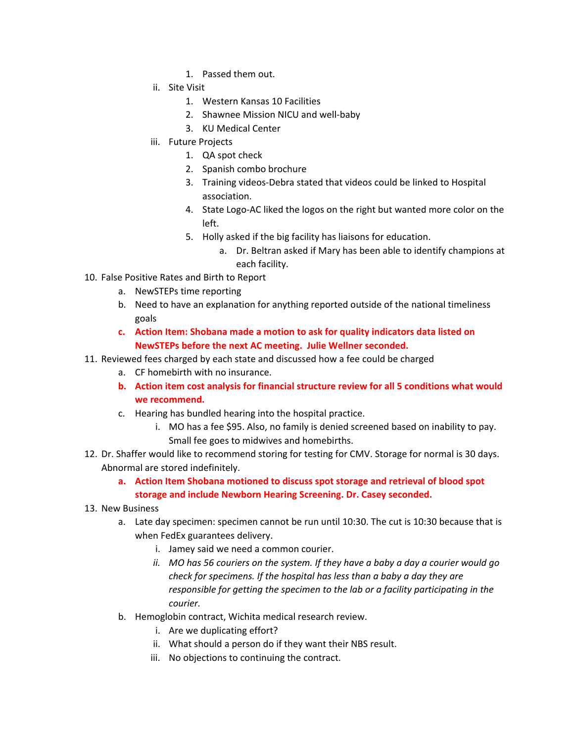1. Passed them out.
    - ii. Site Visit
        1. Western Kansas 10 Facilities
        2. Shawnee Mission NICU and well-baby
        3. KU Medical Center
    - iii. Future Projects
        1. QA spot check
        2. Spanish combo brochure
        3. Training videos-Debra stated that videos could be linked to Hospital association.
        4. State Logo-AC liked the logos on the right but wanted more color on the left.
        5. Holly asked if the big facility has liaisons for education.
            - a. Dr. Beltran asked if Mary has been able to identify champions at each facility.

10. False Positive Rates and Birth to Report
    - a. NewSTEPs time reporting
    - b. Need to have an explanation for anything reported outside of the national timeliness goals
    - **c. Action Item: Shobana made a motion to ask for quality indicators data listed on NewSTEPs before the next AC meeting. Julie Wellner seconded.**
11. Reviewed fees charged by each state and discussed how a fee could be charged
    - a. CF homebirth with no insurance.
    - **b. Action item cost analysis for financial structure review for all 5 conditions what would we recommend.**
    - c. Hearing has bundled hearing into the hospital practice.
        - i. MO has a fee $95. Also, no family is denied screened based on inability to pay. Small fee goes to midwives and homebirths.
12. Dr. Shaffer would like to recommend storing for testing for CMV. Storage for normal is 30 days. Abnormal are stored indefinitely.
    - **a. Action Item Shobana motioned to discuss spot storage and retrieval of blood spot storage and include Newborn Hearing Screening. Dr. Casey seconded.**
13. New Business
    - a. Late day specimen: specimen cannot be run until 10:30. The cut is 10:30 because that is when FedEx guarantees delivery.
        - i. Jamey said we need a common courier.
        - *ii. MO has 56 couriers on the system. If they have a baby a day a courier would go check for specimens. If the hospital has less than a baby a day they are responsible for getting the specimen to the lab or a facility participating in the courier.*
    - b. Hemoglobin contract, Wichita medical research review.
        - i. Are we duplicating effort?
        - ii. What should a person do if they want their NBS result.
        - iii. No objections to continuing the contract.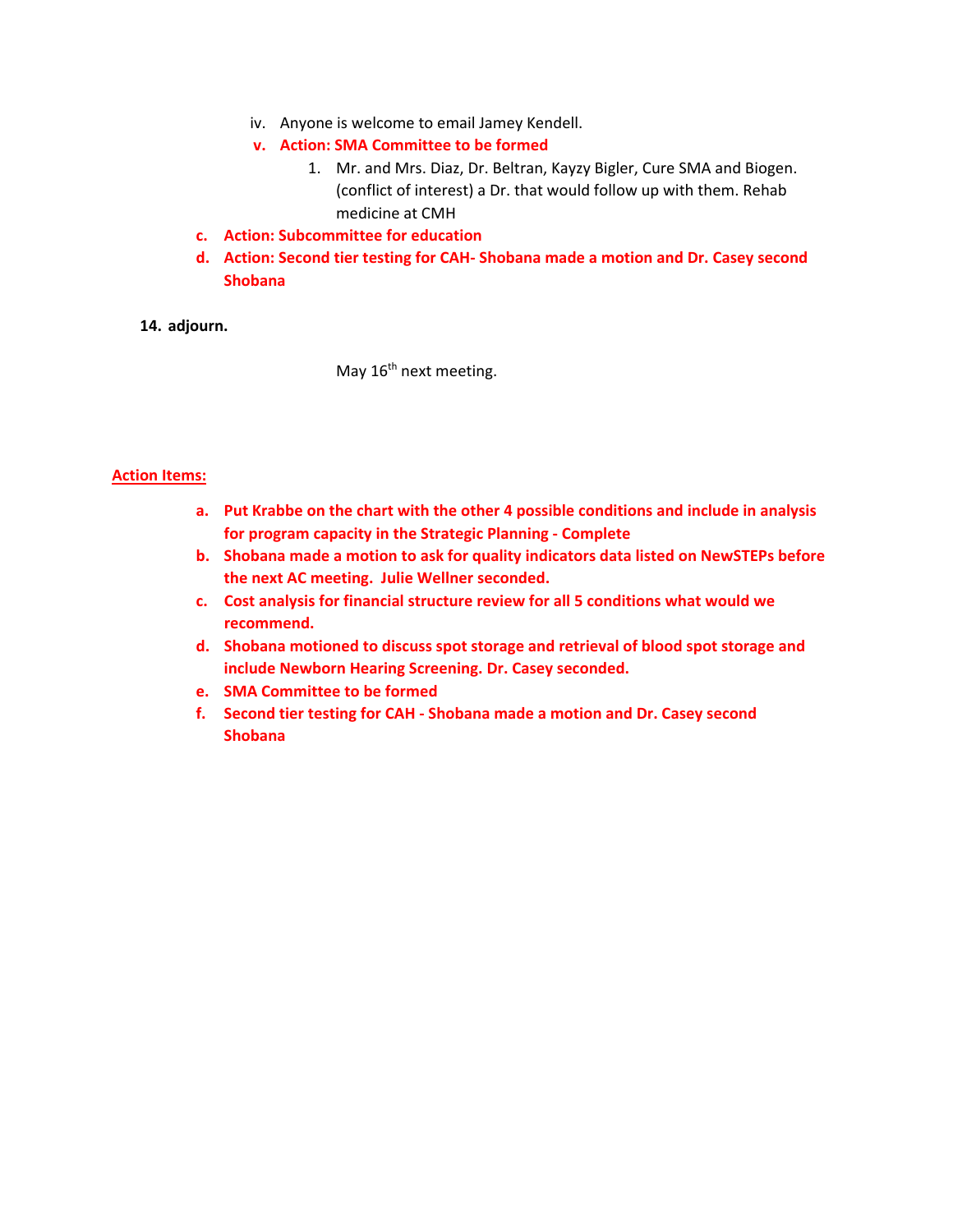iv. Anyone is welcome to email Jamey Kendell.

**v. Action: SMA Committee to be formed**

1. Mr. and Mrs. Diaz, Dr. Beltran, Kayzy Bigler, Cure SMA and Biogen. (conflict of interest) a Dr. that would follow up with them. Rehab medicine at CMH

**c. Action: Subcommittee for education**

**d. Action: Second tier testing for CAH- Shobana made a motion and Dr. Casey second Shobana**

**14. adjourn.**

May 16th next meeting.

**Action Items:**

**a. Put Krabbe on the chart with the other 4 possible conditions and include in analysis for program capacity in the Strategic Planning - Complete**

**b. Shobana made a motion to ask for quality indicators data listed on NewSTEPs before the next AC meeting. Julie Wellner seconded.**

**c. Cost analysis for financial structure review for all 5 conditions what would we recommend.**

**d. Shobana motioned to discuss spot storage and retrieval of blood spot storage and include Newborn Hearing Screening. Dr. Casey seconded.**

**e. SMA Committee to be formed**

**f. Second tier testing for CAH - Shobana made a motion and Dr. Casey second Shobana**